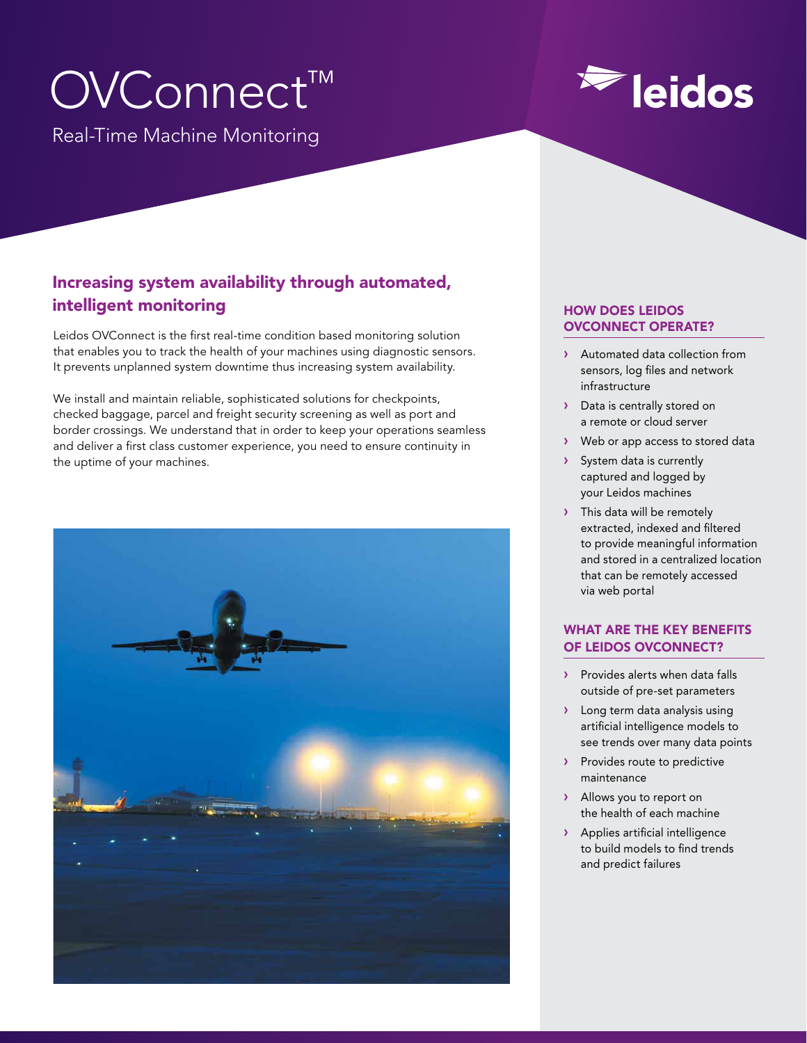# OVConnect™

Real-Time Machine Monitoring

leidos

## Increasing system availability through automated, intelligent monitoring

Leidos OVConnect is the first real-time condition based monitoring solution that enables you to track the health of your machines using diagnostic sensors. It prevents unplanned system downtime thus increasing system availability.

We install and maintain reliable, sophisticated solutions for checkpoints, checked baggage, parcel and freight security screening as well as port and border crossings. We understand that in order to keep your operations seamless and deliver a first class customer experience, you need to ensure continuity in the uptime of your machines.

### HOW DOES LEIDOS OVCONNECT OPERATE?

- Automated data collection from sensors, log files and network infrastructure
- Data is centrally stored on a remote or cloud server
- Web or app access to stored data
- System data is currently captured and logged by your Leidos machines
- This data will be remotely extracted, indexed and filtered to provide meaningful information and stored in a centralized location that can be remotely accessed via web portal

### WHAT ARE THE KEY BENEFITS OF LEIDOS OVCONNECT?

- Provides alerts when data falls outside of pre-set parameters
- Long term data analysis using artificial intelligence models to see trends over many data points
- Provides route to predictive maintenance
- Allows you to report on the health of each machine
- Applies artificial intelligence to build models to find trends and predict failures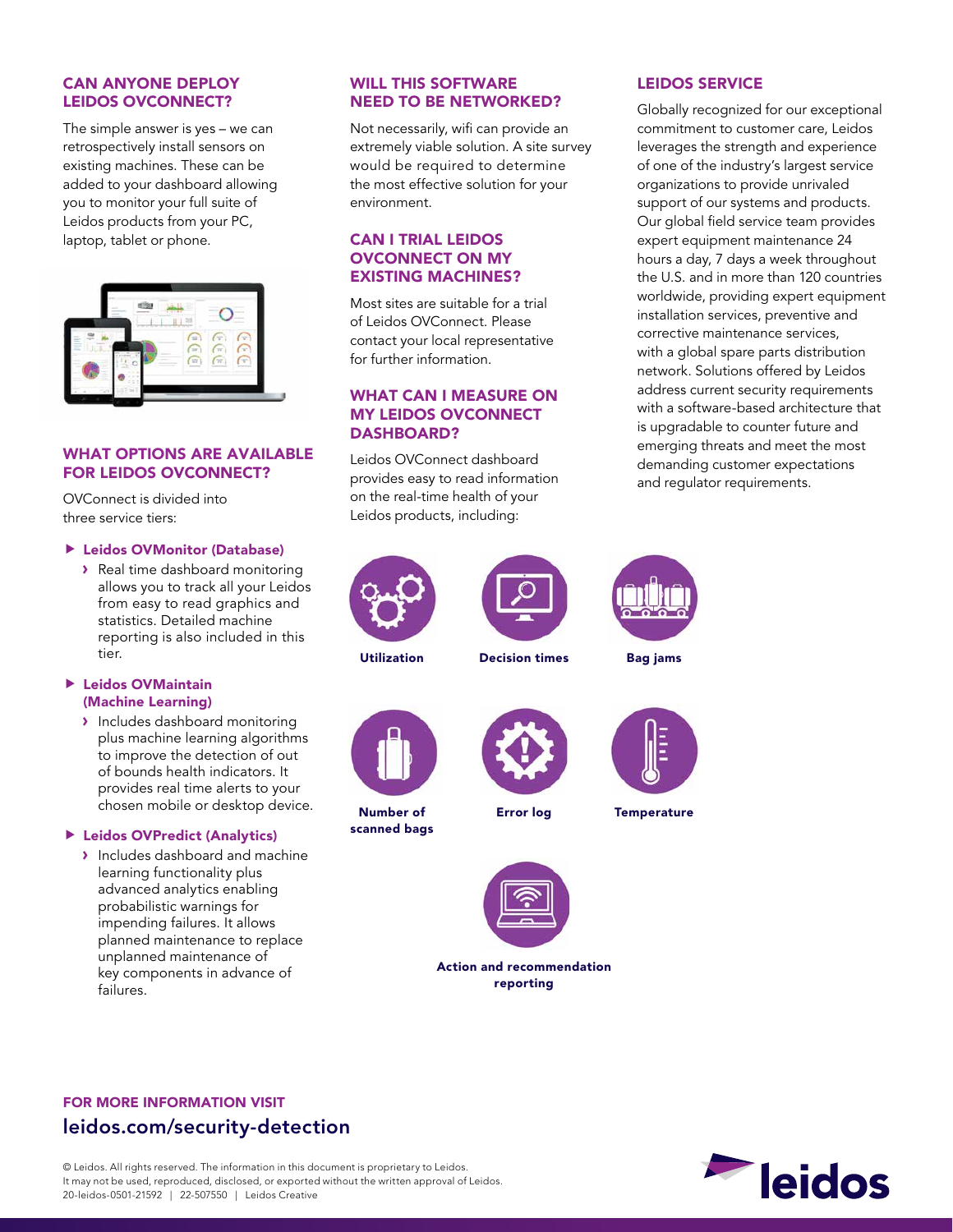## CAN ANYONE DEPLOY LEIDOS OVCONNECT?

The simple answer is yes – we can retrospectively install sensors on existing machines. These can be added to your dashboard allowing you to monitor your full suite of Leidos products from your PC, laptop, tablet or phone.

## WHAT OPTIONS ARE AVAILABLE FOR LEIDOS OVCONNECT?

OVConnect is divided into three service tiers:

- **Leidos OVMonitor (Database)**
  - Real time dashboard monitoring allows you to track all your Leidos from easy to read graphics and statistics. Detailed machine reporting is also included in this tier.
- **Leidos OVMaintain (Machine Learning)**
  - Includes dashboard monitoring plus machine learning algorithms to improve the detection of out of bounds health indicators. It provides real time alerts to your chosen mobile or desktop device.
- **Leidos OVPredict (Analytics)**
  - Includes dashboard and machine learning functionality plus advanced analytics enabling probabilistic warnings for impending failures. It allows planned maintenance to replace unplanned maintenance of key components in advance of failures.

## WILL THIS SOFTWARE NEED TO BE NETWORKED?

Not necessarily, wifi can provide an extremely viable solution. A site survey would be required to determine the most effective solution for your environment.

## CAN I TRIAL LEIDOS OVCONNECT ON MY EXISTING MACHINES?

Most sites are suitable for a trial of Leidos OVConnect. Please contact your local representative for further information.

## WHAT CAN I MEASURE ON MY LEIDOS OVCONNECT DASHBOARD?

Leidos OVConnect dashboard provides easy to read information on the real-time health of your Leidos products, including:

- **Utilization**
- **Decision times**
- **Bag jams**
- **Number of scanned bags**
- **Error log**
- **Temperature**
- **Action and recommendation reporting**

## LEIDOS SERVICE

Globally recognized for our exceptional commitment to customer care, Leidos leverages the strength and experience of one of the industry's largest service organizations to provide unrivaled support of our systems and products. Our global field service team provides expert equipment maintenance 24 hours a day, 7 days a week throughout the U.S. and in more than 120 countries worldwide, providing expert equipment installation services, preventive and corrective maintenance services, with a global spare parts distribution network. Solutions offered by Leidos address current security requirements with a software-based architecture that is upgradable to counter future and emerging threats and meet the most demanding customer expectations and regulator requirements.

**FOR MORE INFORMATION VISIT**

**leidos.com/security-detection**

© Leidos. All rights reserved. The information in this document is proprietary to Leidos. It may not be used, reproduced, disclosed, or exported without the written approval of Leidos.
20-leidos-0501-21592 | 22-507550 | Leidos Creative

leidos